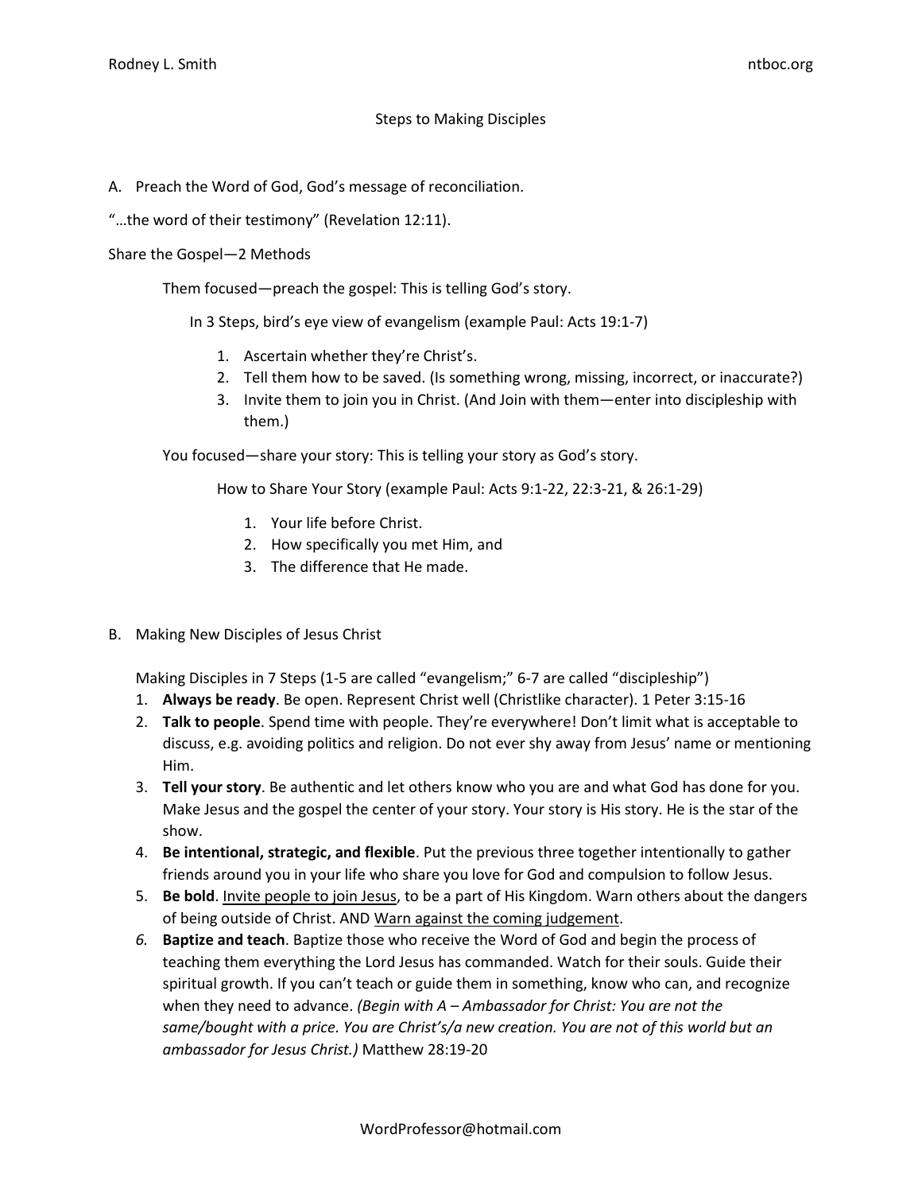# Steps to Making Disciples

A. Preach the Word of God, God's message of reconciliation.

"…the word of their testimony" (Revelation 12:11).

Share the Gospel—2 Methods

Them focused—preach the gospel: This is telling God's story.

In 3 Steps, bird's eye view of evangelism (example Paul: Acts 19:1-7)

1. Ascertain whether they're Christ's.
2. Tell them how to be saved. (Is something wrong, missing, incorrect, or inaccurate?)
3. Invite them to join you in Christ. (And Join with them—enter into discipleship with them.)

You focused—share your story: This is telling your story as God's story.

How to Share Your Story (example Paul: Acts 9:1-22, 22:3-21, & 26:1-29)

1. Your life before Christ.
2. How specifically you met Him, and
3. The difference that He made.

B. Making New Disciples of Jesus Christ

Making Disciples in 7 Steps (1-5 are called "evangelism;" 6-7 are called "discipleship")

1. **Always be ready**. Be open. Represent Christ well (Christlike character). 1 Peter 3:15-16
2. **Talk to people**. Spend time with people. They're everywhere! Don't limit what is acceptable to discuss, e.g. avoiding politics and religion. Do not ever shy away from Jesus' name or mentioning Him.
3. **Tell your story**. Be authentic and let others know who you are and what God has done for you. Make Jesus and the gospel the center of your story. Your story is His story. He is the star of the show.
4. **Be intentional, strategic, and flexible**. Put the previous three together intentionally to gather friends around you in your life who share you love for God and compulsion to follow Jesus.
5. **Be bold**. <u>Invite people to join Jesus</u>, to be a part of His Kingdom. Warn others about the dangers of being outside of Christ. AND <u>Warn against the coming judgement</u>.
6. **Baptize and teach**. Baptize those who receive the Word of God and begin the process of teaching them everything the Lord Jesus has commanded. Watch for their souls. Guide their spiritual growth. If you can't teach or guide them in something, know who can, and recognize when they need to advance. *(Begin with A – Ambassador for Christ: You are not the same/bought with a price. You are Christ's/a new creation. You are not of this world but an ambassador for Jesus Christ.)* Matthew 28:19-20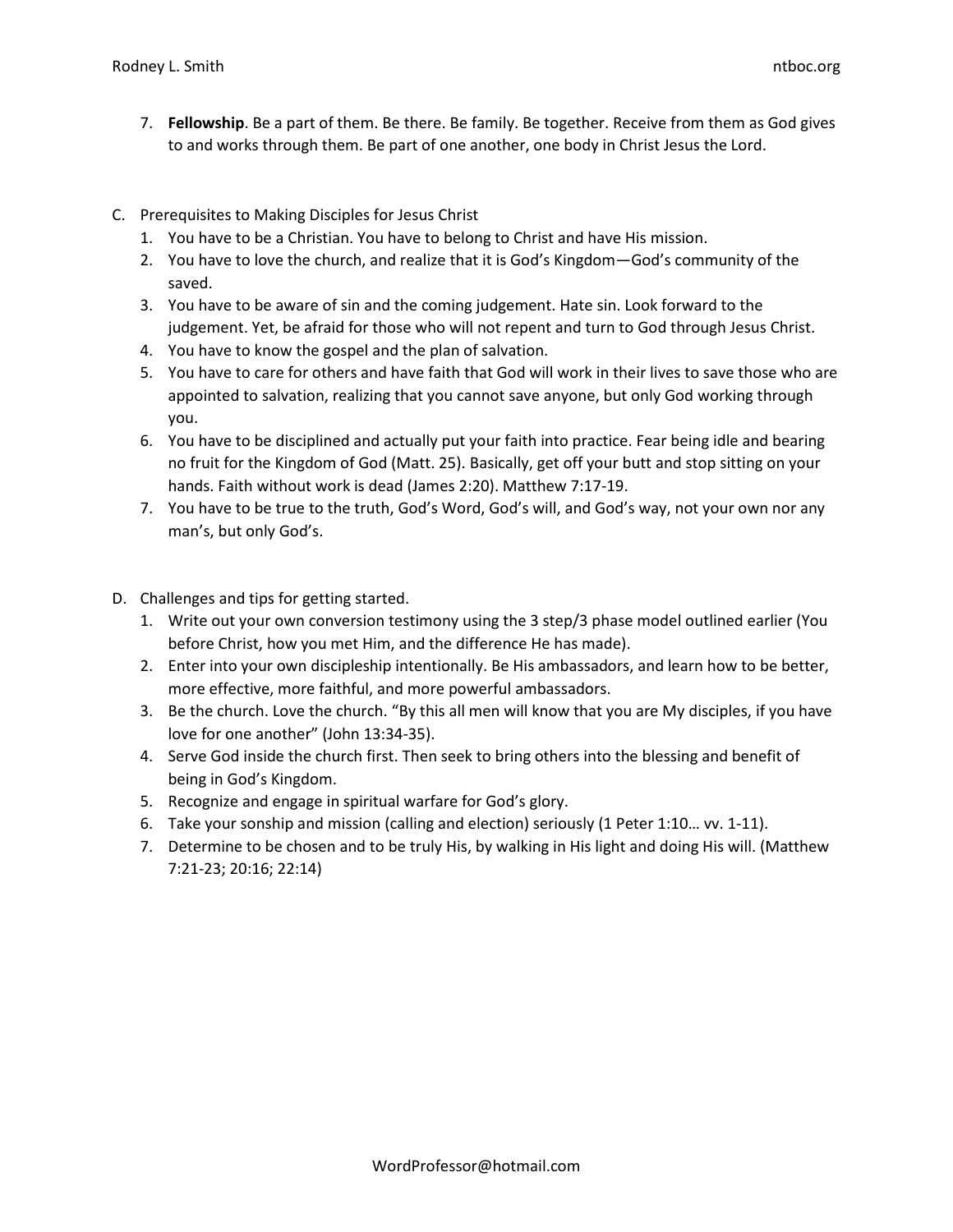7. **Fellowship**. Be a part of them. Be there. Be family. Be together. Receive from them as God gives to and works through them. Be part of one another, one body in Christ Jesus the Lord.

C. Prerequisites to Making Disciples for Jesus Christ

1. You have to be a Christian. You have to belong to Christ and have His mission.
2. You have to love the church, and realize that it is God's Kingdom—God's community of the saved.
3. You have to be aware of sin and the coming judgement. Hate sin. Look forward to the judgement. Yet, be afraid for those who will not repent and turn to God through Jesus Christ.
4. You have to know the gospel and the plan of salvation.
5. You have to care for others and have faith that God will work in their lives to save those who are appointed to salvation, realizing that you cannot save anyone, but only God working through you.
6. You have to be disciplined and actually put your faith into practice. Fear being idle and bearing no fruit for the Kingdom of God (Matt. 25). Basically, get off your butt and stop sitting on your hands. Faith without work is dead (James 2:20). Matthew 7:17-19.
7. You have to be true to the truth, God's Word, God's will, and God's way, not your own nor any man's, but only God's.

D. Challenges and tips for getting started.

1. Write out your own conversion testimony using the 3 step/3 phase model outlined earlier (You before Christ, how you met Him, and the difference He has made).
2. Enter into your own discipleship intentionally. Be His ambassadors, and learn how to be better, more effective, more faithful, and more powerful ambassadors.
3. Be the church. Love the church. "By this all men will know that you are My disciples, if you have love for one another" (John 13:34-35).
4. Serve God inside the church first. Then seek to bring others into the blessing and benefit of being in God's Kingdom.
5. Recognize and engage in spiritual warfare for God's glory.
6. Take your sonship and mission (calling and election) seriously (1 Peter 1:10… vv. 1-11).
7. Determine to be chosen and to be truly His, by walking in His light and doing His will. (Matthew 7:21-23; 20:16; 22:14)